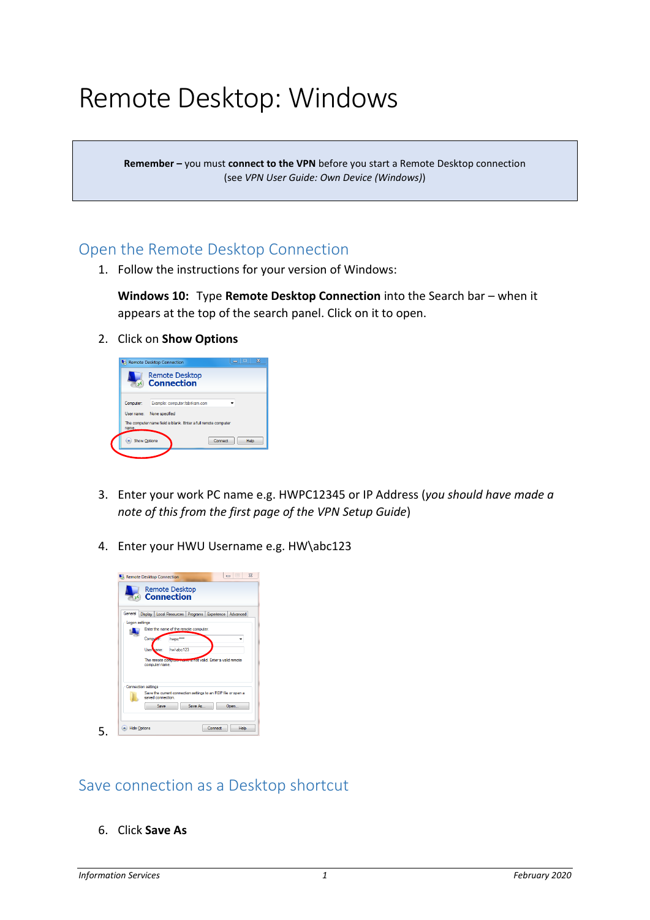# Remote Desktop: Windows

> **Remember –** you must **connect to the VPN** before you start a Remote Desktop connection
> (see *VPN User Guide: Own Device (Windows)*)

## Open the Remote Desktop Connection

1. Follow the instructions for your version of Windows:

   **Windows 10:** Type **Remote Desktop Connection** into the Search bar – when it appears at the top of the search panel. Click on it to open.

2. Click on **Show Options**

3. Enter your work PC name e.g. HWPC12345 or IP Address (*you should have made a note of this from the first page of the VPN Setup Guide*)

4. Enter your HWU Username e.g. HW\abc123

5. 

## Save connection as a Desktop shortcut

6. Click **Save As**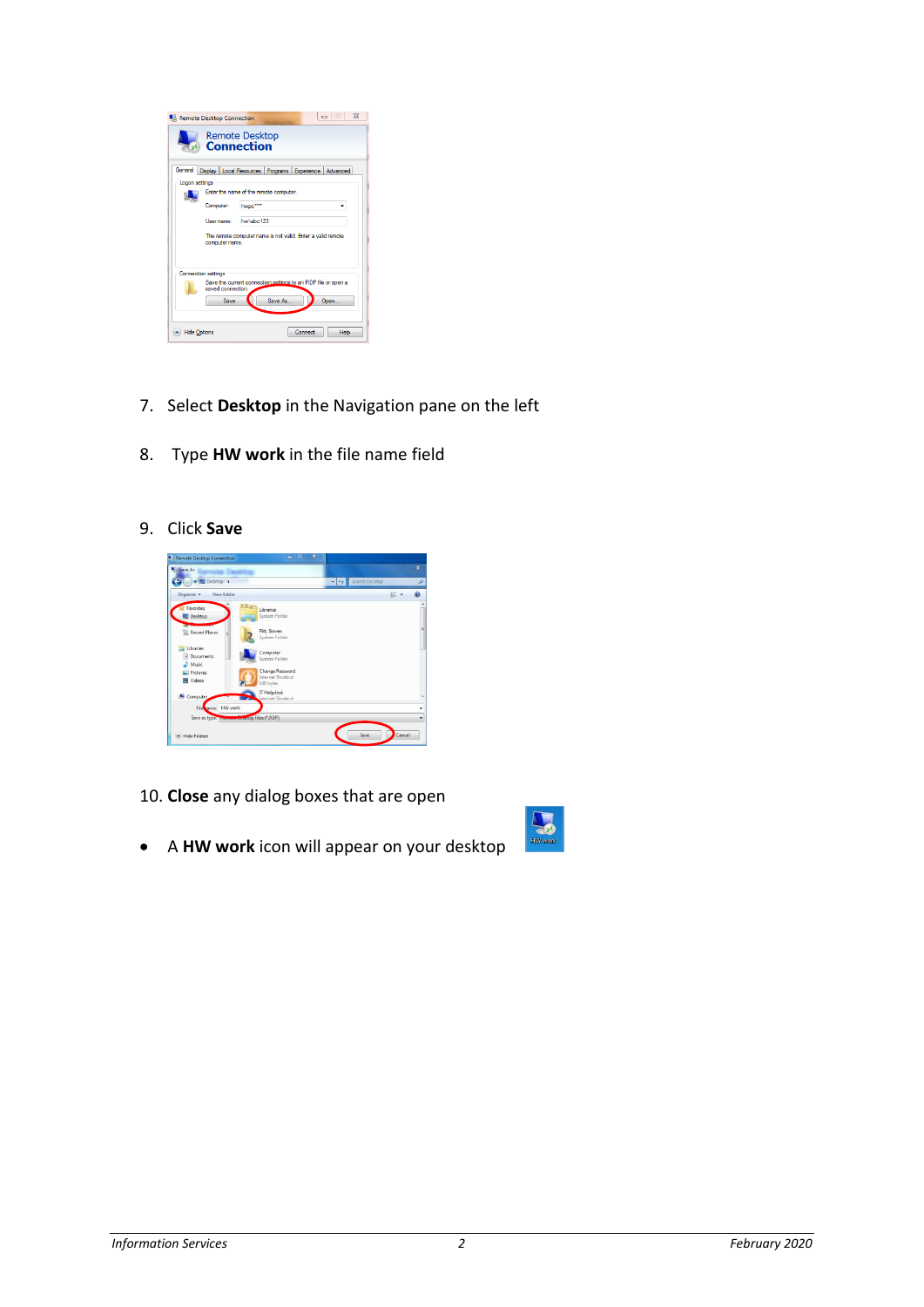7. Select **Desktop** in the Navigation pane on the left

8. Type **HW work** in the file name field

9. Click **Save**

10. **Close** any dialog boxes that are open

- A **HW work** icon will appear on your desktop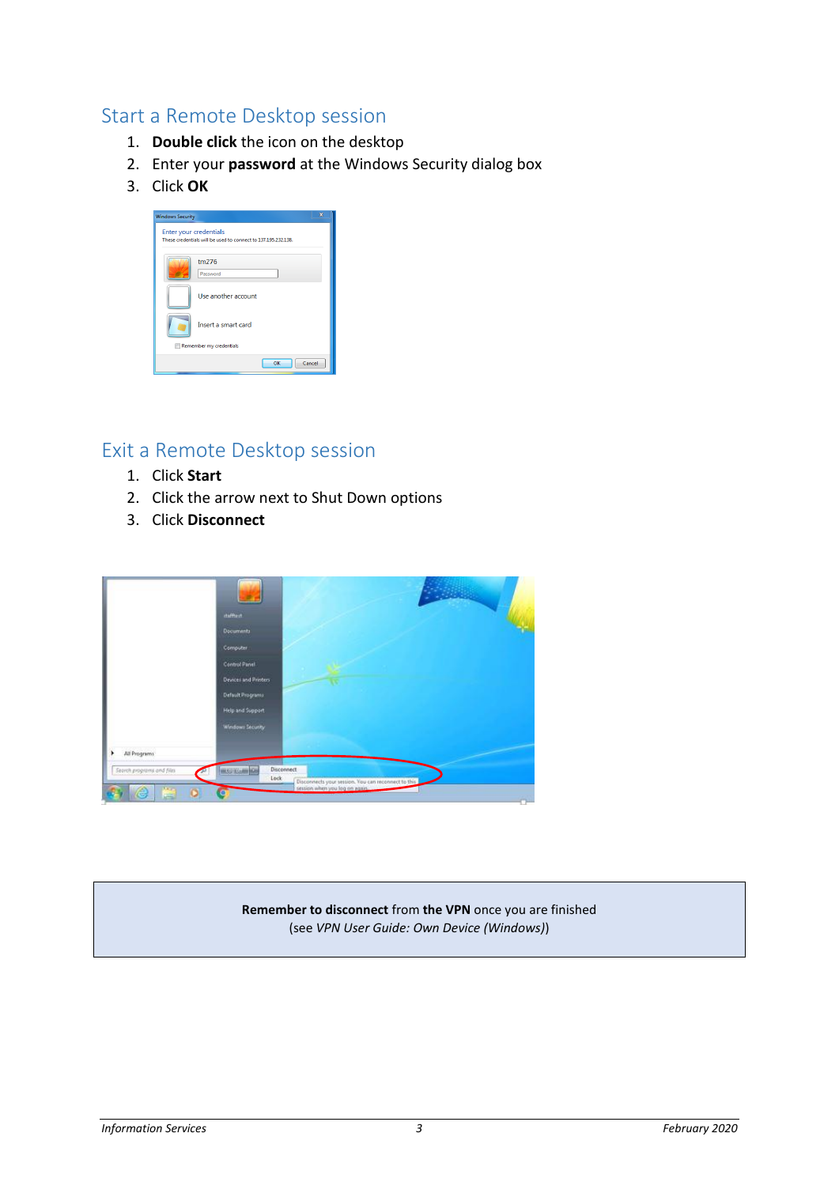## Start a Remote Desktop session

1. **Double click** the icon on the desktop
2. Enter your **password** at the Windows Security dialog box
3. Click **OK**

## Exit a Remote Desktop session

1. Click **Start**
2. Click the arrow next to Shut Down options
3. Click **Disconnect**

**Remember to disconnect** from **the VPN** once you are finished
(see *VPN User Guide: Own Device (Windows)*)